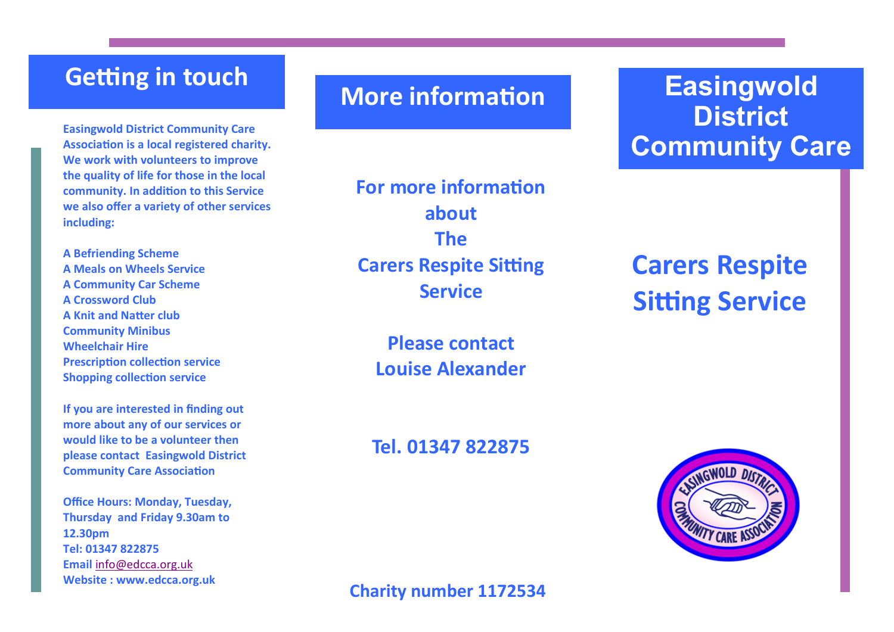## Getting in touch

**Easingwold District Community Care Association is a local registered charity. We work with volunteers to improve the quality of life for those in the local community. In addition to this Service we also offer a variety of other services including:**

**A Befriending Scheme**
**A Meals on Wheels Service**
**A Community Car Scheme**
**A Crossword Club**
**A Knit and Natter club**
**Community Minibus**
**Wheelchair Hire**
**Prescription collection service**
**Shopping collection service**

**If you are interested in finding out more about any of our services or would like to be a volunteer then please contact Easingwold District Community Care Association**

**Office Hours: Monday, Tuesday, Thursday and Friday 9.30am to 12.30pm**
**Tel: 01347 822875**
**Email info@edcca.org.uk**
**Website : www.edcca.org.uk**

## More information

**For more information about The Carers Respite Sitting Service**

**Please contact Louise Alexander**

**Tel. 01347 822875**

**Charity number 1172534**

# Easingwold District Community Care

## Carers Respite Sitting Service

EASINGWOLD DISTRICT COMMUNITY CARE ASSOCIATION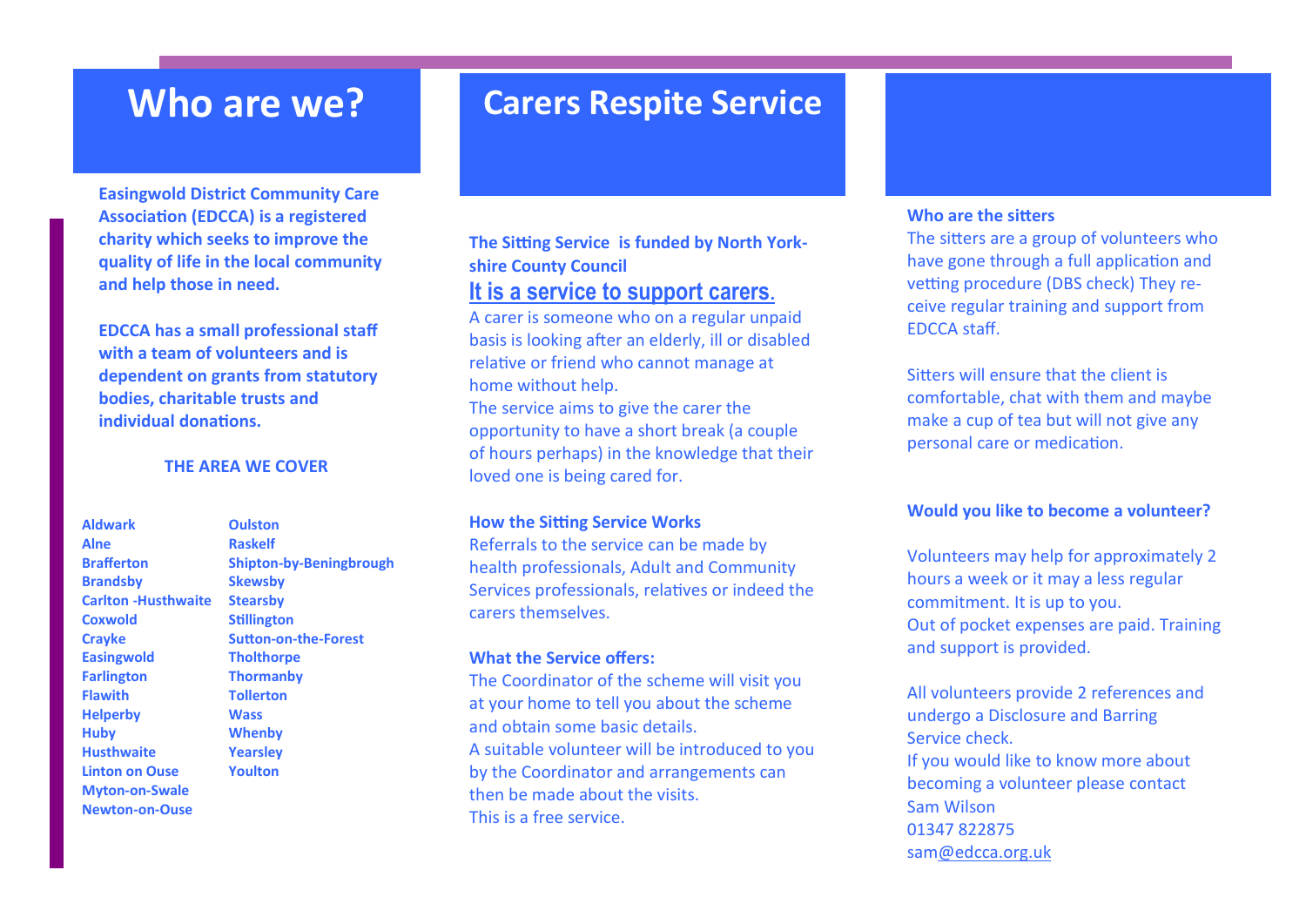# Who are we?

**Easingwold District Community Care Association (EDCCA) is a registered charity which seeks to improve the quality of life in the local community and help those in need.**

**EDCCA has a small professional staff with a team of volunteers and is dependent on grants from statutory bodies, charitable trusts and individual donations.**

**THE AREA WE COVER**

**Aldwark**
**Alne**
**Brafferton**
**Brandsby**
**Carlton -Husthwaite**
**Coxwold**
**Crayke**
**Easingwold**
**Farlington**
**Flawith**
**Helperby**
**Huby**
**Husthwaite**
**Linton on Ouse**
**Myton-on-Swale**
**Newton-on-Ouse**
**Oulston**
**Raskelf**
**Shipton-by-Beningbrough**
**Skewsby**
**Stearsby**
**Stillington**
**Sutton-on-the-Forest**
**Tholthorpe**
**Thormanby**
**Tollerton**
**Wass**
**Whenby**
**Yearsley**
**Youlton**

# Carers Respite Service

**The Sitting Service is funded by North Yorkshire County Council**

**It is a service to support carers.**

A carer is someone who on a regular unpaid basis is looking after an elderly, ill or disabled relative or friend who cannot manage at home without help.
The service aims to give the carer the opportunity to have a short break (a couple of hours perhaps) in the knowledge that their loved one is being cared for.

**How the Sitting Service Works**

Referrals to the service can be made by health professionals, Adult and Community Services professionals, relatives or indeed the carers themselves.

**What the Service offers:**

The Coordinator of the scheme will visit you at your home to tell you about the scheme and obtain some basic details.
A suitable volunteer will be introduced to you by the Coordinator and arrangements can then be made about the visits.
This is a free service.

**Who are the sitters**

The sitters are a group of volunteers who have gone through a full application and vetting procedure (DBS check) They receive regular training and support from EDCCA staff.

Sitters will ensure that the client is comfortable, chat with them and maybe make a cup of tea but will not give any personal care or medication.

**Would you like to become a volunteer?**

Volunteers may help for approximately 2 hours a week or it may a less regular commitment. It is up to you.
Out of pocket expenses are paid. Training and support is provided.

All volunteers provide 2 references and undergo a Disclosure and Barring Service check.
If you would like to know more about becoming a volunteer please contact
Sam Wilson
01347 822875
sam@edcca.org.uk